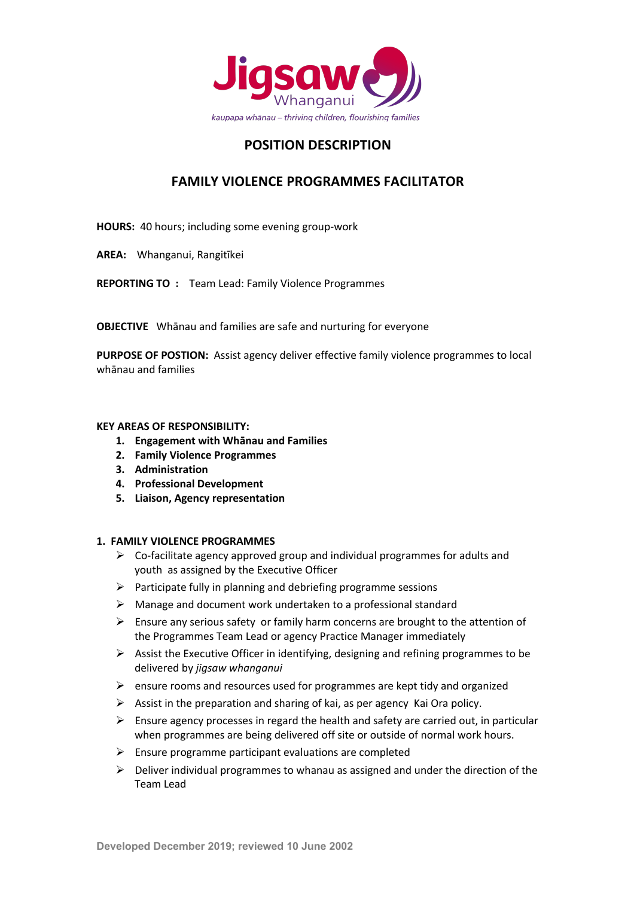Jigsaw Whanganui

*kaupapa whānau – thriving children, flourishing families*

# POSITION DESCRIPTION

## FAMILY VIOLENCE PROGRAMMES FACILITATOR

**HOURS:** 40 hours; including some evening group-work

**AREA:** Whanganui, Rangitīkei

**REPORTING TO :** Team Lead: Family Violence Programmes

**OBJECTIVE** Whānau and families are safe and nurturing for everyone

**PURPOSE OF POSTION:** Assist agency deliver effective family violence programmes to local whānau and families

**KEY AREAS OF RESPONSIBILITY:**

1. **Engagement with Whānau and Families**
2. **Family Violence Programmes**
3. **Administration**
4. **Professional Development**
5. **Liaison, Agency representation**

**1. FAMILY VIOLENCE PROGRAMMES**

- Co-facilitate agency approved group and individual programmes for adults and youth as assigned by the Executive Officer
- Participate fully in planning and debriefing programme sessions
- Manage and document work undertaken to a professional standard
- Ensure any serious safety or family harm concerns are brought to the attention of the Programmes Team Lead or agency Practice Manager immediately
- Assist the Executive Officer in identifying, designing and refining programmes to be delivered by *jigsaw whanganui*
- ensure rooms and resources used for programmes are kept tidy and organized
- Assist in the preparation and sharing of kai, as per agency Kai Ora policy.
- Ensure agency processes in regard the health and safety are carried out, in particular when programmes are being delivered off site or outside of normal work hours.
- Ensure programme participant evaluations are completed
- Deliver individual programmes to whanau as assigned and under the direction of the Team Lead

Developed December 2019; reviewed 10 June 2002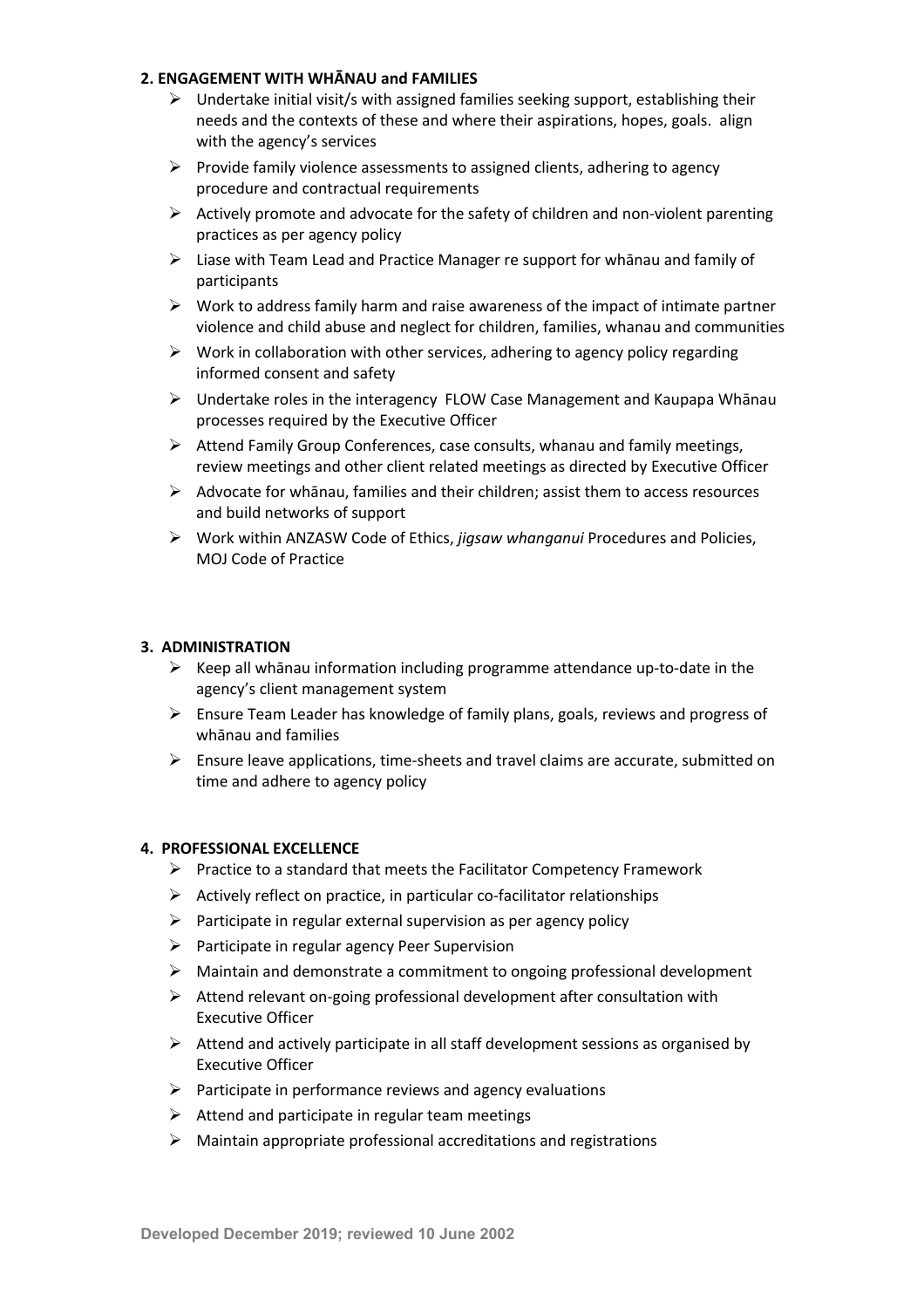### 2. ENGAGEMENT WITH WHĀNAU and FAMILIES

- Undertake initial visit/s with assigned families seeking support, establishing their needs and the contexts of these and where their aspirations, hopes, goals. align with the agency's services
- Provide family violence assessments to assigned clients, adhering to agency procedure and contractual requirements
- Actively promote and advocate for the safety of children and non-violent parenting practices as per agency policy
- Liase with Team Lead and Practice Manager re support for whānau and family of participants
- Work to address family harm and raise awareness of the impact of intimate partner violence and child abuse and neglect for children, families, whanau and communities
- Work in collaboration with other services, adhering to agency policy regarding informed consent and safety
- Undertake roles in the interagency FLOW Case Management and Kaupapa Whānau processes required by the Executive Officer
- Attend Family Group Conferences, case consults, whanau and family meetings, review meetings and other client related meetings as directed by Executive Officer
- Advocate for whānau, families and their children; assist them to access resources and build networks of support
- Work within ANZASW Code of Ethics, *jigsaw whanganui* Procedures and Policies, MOJ Code of Practice

### 3. ADMINISTRATION

- Keep all whānau information including programme attendance up-to-date in the agency's client management system
- Ensure Team Leader has knowledge of family plans, goals, reviews and progress of whānau and families
- Ensure leave applications, time-sheets and travel claims are accurate, submitted on time and adhere to agency policy

### 4. PROFESSIONAL EXCELLENCE

- Practice to a standard that meets the Facilitator Competency Framework
- Actively reflect on practice, in particular co-facilitator relationships
- Participate in regular external supervision as per agency policy
- Participate in regular agency Peer Supervision
- Maintain and demonstrate a commitment to ongoing professional development
- Attend relevant on-going professional development after consultation with Executive Officer
- Attend and actively participate in all staff development sessions as organised by Executive Officer
- Participate in performance reviews and agency evaluations
- Attend and participate in regular team meetings
- Maintain appropriate professional accreditations and registrations

**Developed December 2019; reviewed 10 June 2002**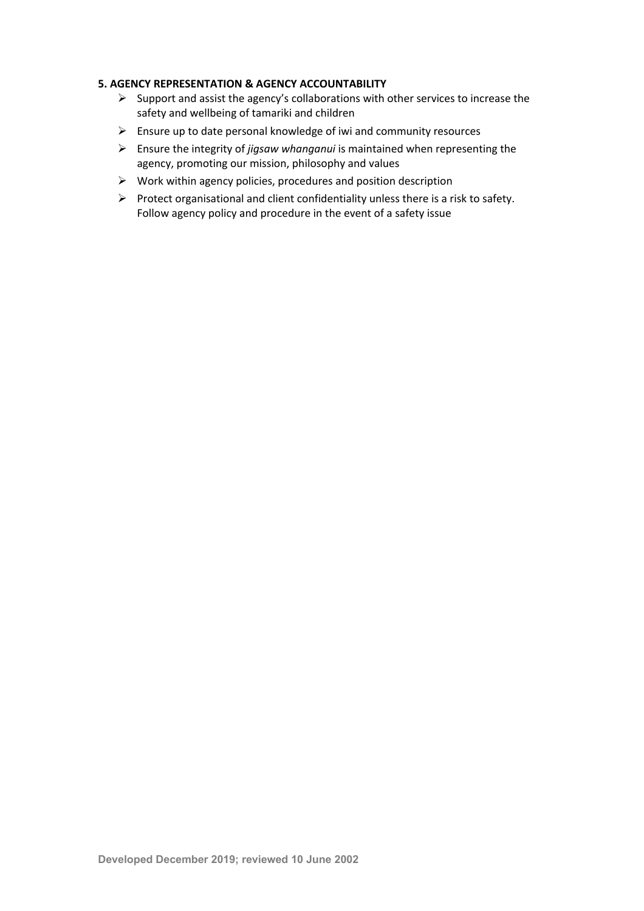**5. AGENCY REPRESENTATION & AGENCY ACCOUNTABILITY**

- Support and assist the agency's collaborations with other services to increase the safety and wellbeing of tamariki and children
- Ensure up to date personal knowledge of iwi and community resources
- Ensure the integrity of *jigsaw whanganui* is maintained when representing the agency, promoting our mission, philosophy and values
- Work within agency policies, procedures and position description
- Protect organisational and client confidentiality unless there is a risk to safety. Follow agency policy and procedure in the event of a safety issue

**Developed December 2019; reviewed 10 June 2002**